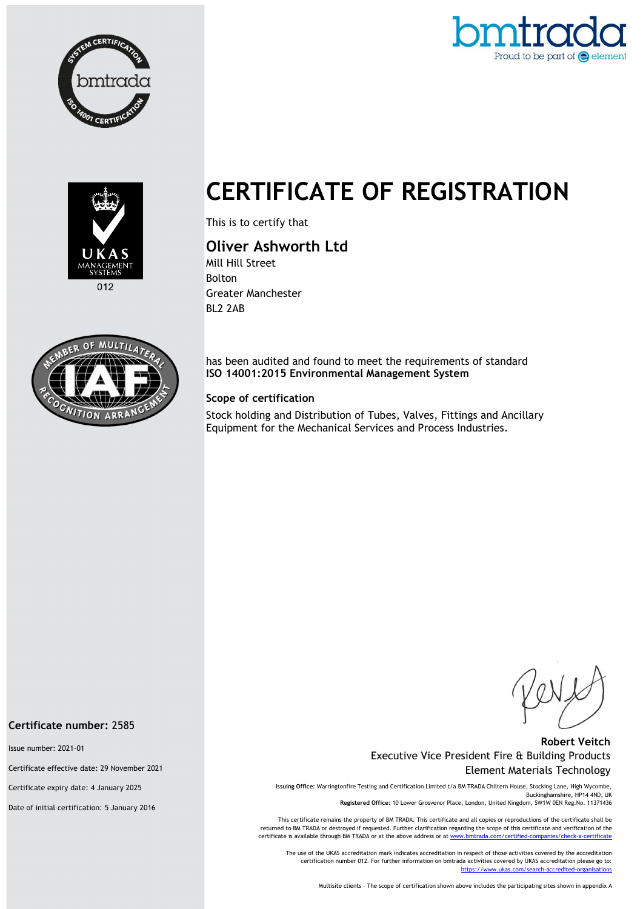# CERTIFICATE OF REGISTRATION

This is to certify that

## Oliver Ashworth Ltd

Mill Hill Street
Bolton
Greater Manchester
BL2 2AB

has been audited and found to meet the requirements of standard
**ISO 14001:2015 Environmental Management System**

### Scope of certification

Stock holding and Distribution of Tubes, Valves, Fittings and Ancillary Equipment for the Mechanical Services and Process Industries.

**Certificate number:** 2585

Issue number: 2021-01

Certificate effective date: 29 November 2021

Certificate expiry date: 4 January 2025

Date of initial certification: 5 January 2016

**Robert Veitch**
Executive Vice President Fire & Building Products
Element Materials Technology

**Issuing Office:** Warringtonfire Testing and Certification Limited t/a BM TRADA Chiltern House, Stocking Lane, High Wycombe, Buckinghamshire, HP14 4ND, UK
**Registered Office:** 10 Lower Grosvenor Place, London, United Kingdom, SW1W 0EN Reg.No. 11371436

This certificate remains the property of BM TRADA. This certificate and all copies or reproductions of the certificate shall be returned to BM TRADA or destroyed if requested. Further clarification regarding the scope of this certificate and verification of the certificate is available through BM TRADA or at the above address or at www.bmtrada.com/certified-companies/check-a-certificate

The use of the UKAS accreditation mark indicates accreditation in respect of those activities covered by the accreditation certification number 012. For further information on bmtrada activities covered by UKAS accreditation please go to: https://www.ukas.com/search-accredited-organisations

Multisite clients – The scope of certification shown above includes the participating sites shown in appendix A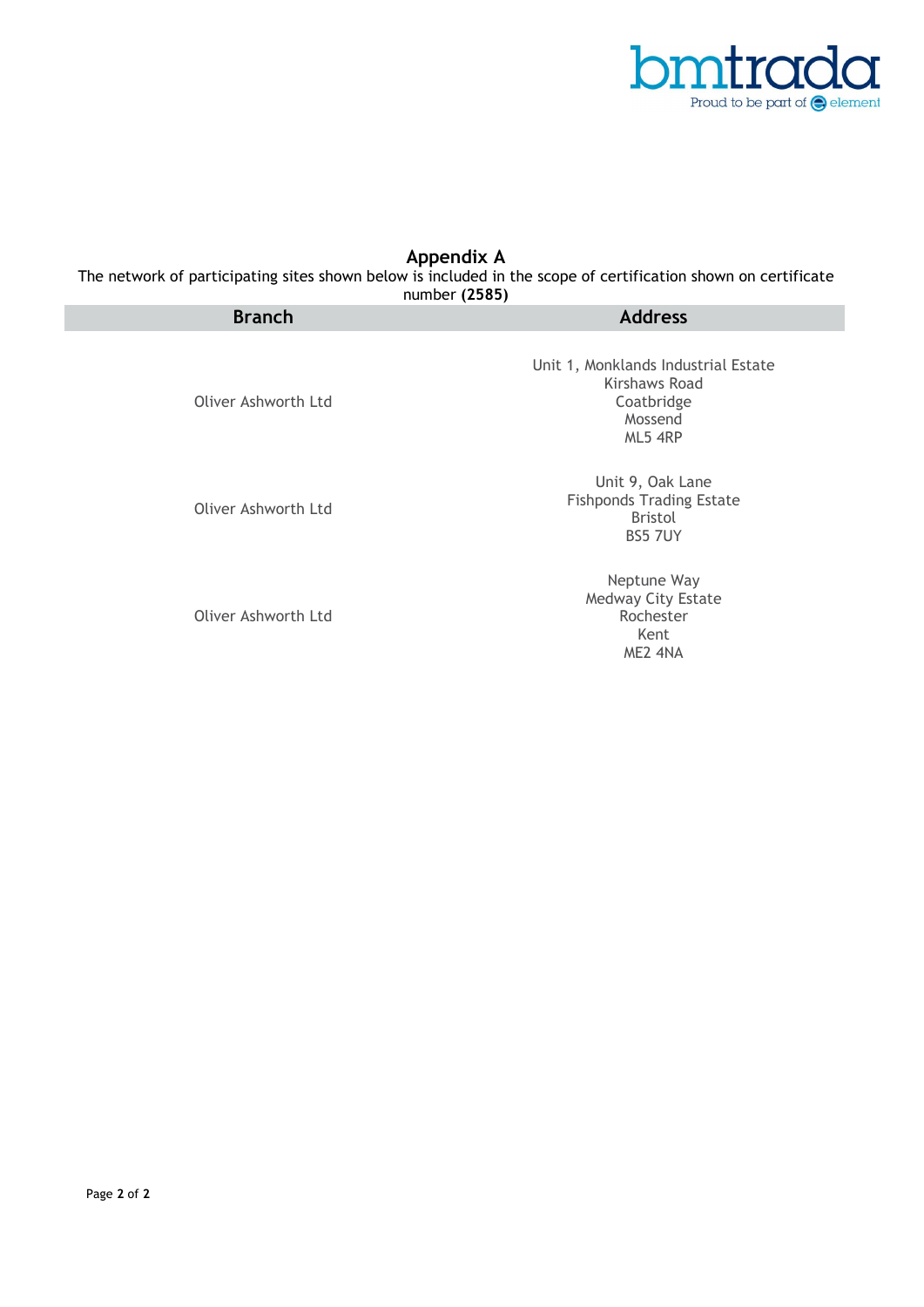## Appendix A

The network of participating sites shown below is included in the scope of certification shown on certificate number **(2585)**

| Branch | Address |
|---|---|
| Oliver Ashworth Ltd | Unit 1, Monklands Industrial Estate<br>Kirshaws Road<br>Coatbridge<br>Mossend<br>ML5 4RP |
| Oliver Ashworth Ltd | Unit 9, Oak Lane<br>Fishponds Trading Estate<br>Bristol<br>BS5 7UY |
| Oliver Ashworth Ltd | Neptune Way<br>Medway City Estate<br>Rochester<br>Kent<br>ME2 4NA |